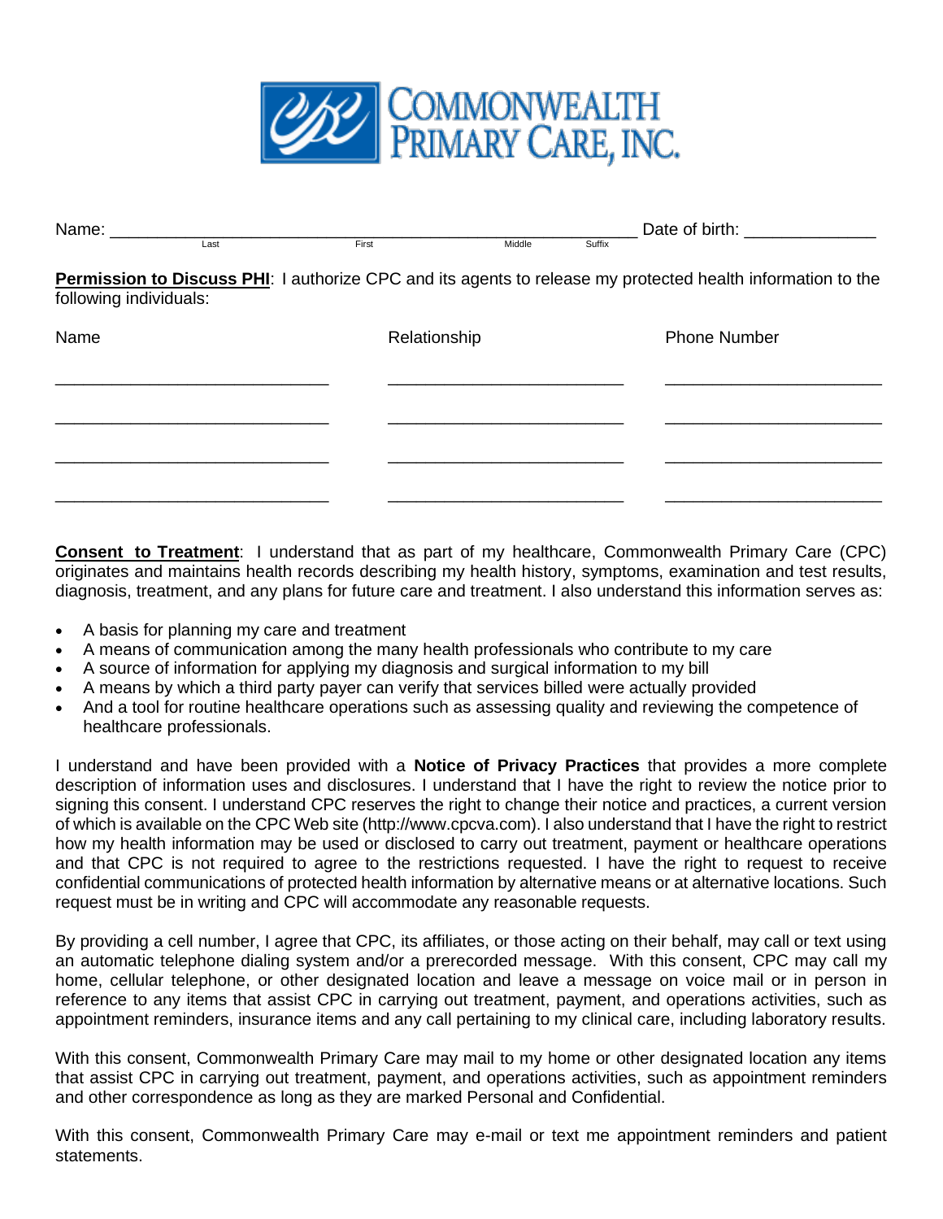# COMMONWEALTH PRIMARY CARE, INC.

Name: \_\_\_\_\_\_\_\_\_\_\_\_\_\_\_\_\_\_\_\_\_\_\_\_\_\_\_\_\_\_\_\_\_\_\_\_\_\_\_\_\_\_\_\_\_\_\_\_\_\_\_\_ Date of birth: \_\_\_\_\_\_\_\_\_\_\_\_\_\_
Last First Middle Suffix

**Permission to Discuss PHI**: I authorize CPC and its agents to release my protected health information to the following individuals:

| Name | Relationship | Phone Number |
|---|---|---|
| | | |
| | | |
| | | |
| | | |

**Consent to Treatment**: I understand that as part of my healthcare, Commonwealth Primary Care (CPC) originates and maintains health records describing my health history, symptoms, examination and test results, diagnosis, treatment, and any plans for future care and treatment. I also understand this information serves as:

- A basis for planning my care and treatment
- A means of communication among the many health professionals who contribute to my care
- A source of information for applying my diagnosis and surgical information to my bill
- A means by which a third party payer can verify that services billed were actually provided
- And a tool for routine healthcare operations such as assessing quality and reviewing the competence of healthcare professionals.

I understand and have been provided with a **Notice of Privacy Practices** that provides a more complete description of information uses and disclosures. I understand that I have the right to review the notice prior to signing this consent. I understand CPC reserves the right to change their notice and practices, a current version of which is available on the CPC Web site (http://www.cpcva.com). I also understand that I have the right to restrict how my health information may be used or disclosed to carry out treatment, payment or healthcare operations and that CPC is not required to agree to the restrictions requested. I have the right to request to receive confidential communications of protected health information by alternative means or at alternative locations. Such request must be in writing and CPC will accommodate any reasonable requests.

By providing a cell number, I agree that CPC, its affiliates, or those acting on their behalf, may call or text using an automatic telephone dialing system and/or a prerecorded message. With this consent, CPC may call my home, cellular telephone, or other designated location and leave a message on voice mail or in person in reference to any items that assist CPC in carrying out treatment, payment, and operations activities, such as appointment reminders, insurance items and any call pertaining to my clinical care, including laboratory results.

With this consent, Commonwealth Primary Care may mail to my home or other designated location any items that assist CPC in carrying out treatment, payment, and operations activities, such as appointment reminders and other correspondence as long as they are marked Personal and Confidential.

With this consent, Commonwealth Primary Care may e-mail or text me appointment reminders and patient statements.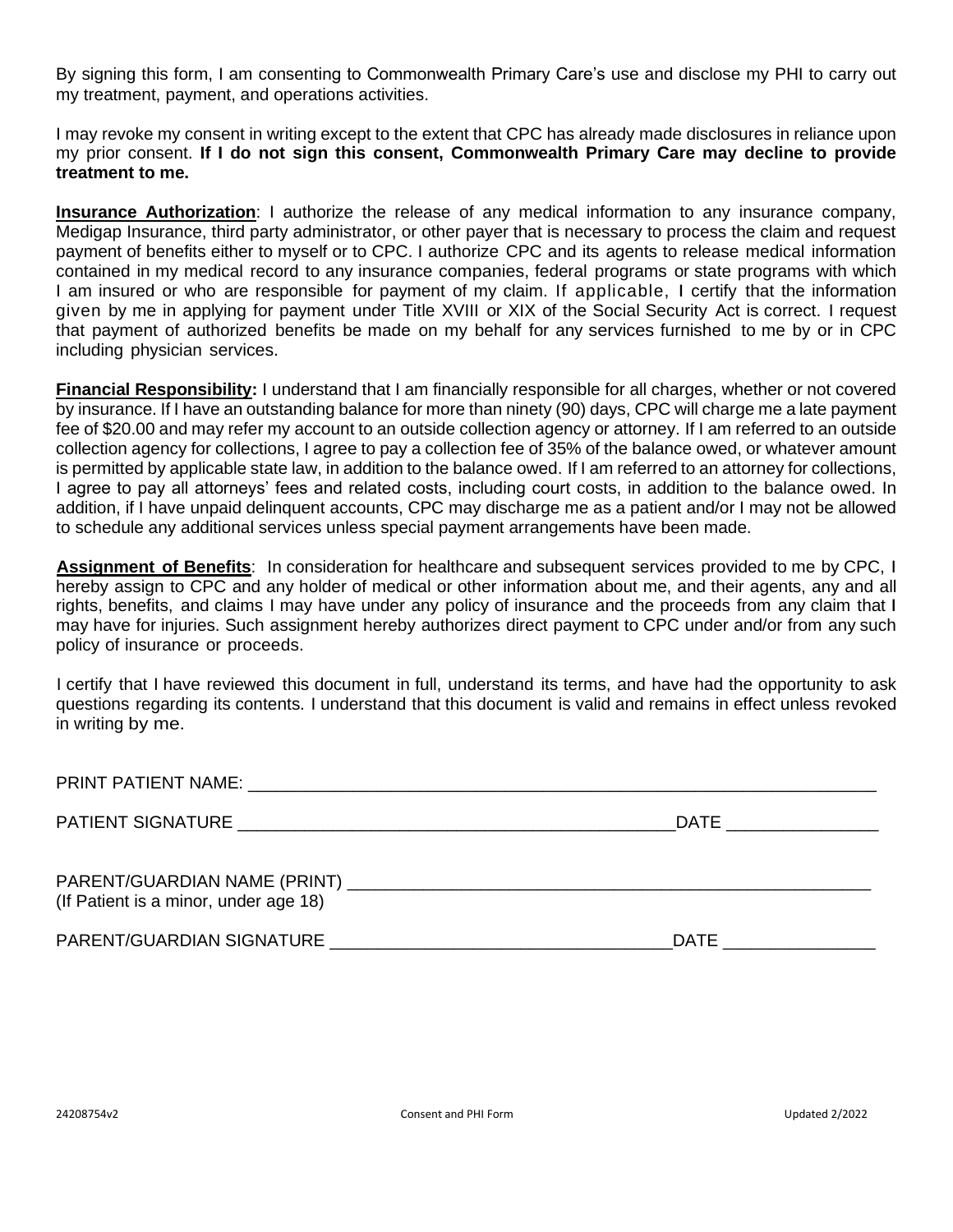By signing this form, I am consenting to Commonwealth Primary Care's use and disclose my PHI to carry out my treatment, payment, and operations activities.

I may revoke my consent in writing except to the extent that CPC has already made disclosures in reliance upon my prior consent. **If I do not sign this consent, Commonwealth Primary Care may decline to provide treatment to me.**

**Insurance Authorization**: I authorize the release of any medical information to any insurance company, Medigap Insurance, third party administrator, or other payer that is necessary to process the claim and request payment of benefits either to myself or to CPC. I authorize CPC and its agents to release medical information contained in my medical record to any insurance companies, federal programs or state programs with which I am insured or who are responsible for payment of my claim. If applicable, I certify that the information given by me in applying for payment under Title XVIII or XIX of the Social Security Act is correct. I request that payment of authorized benefits be made on my behalf for any services furnished to me by or in CPC including physician services.

**Financial Responsibility:** I understand that I am financially responsible for all charges, whether or not covered by insurance. If I have an outstanding balance for more than ninety (90) days, CPC will charge me a late payment fee of $20.00 and may refer my account to an outside collection agency or attorney. If I am referred to an outside collection agency for collections, I agree to pay a collection fee of 35% of the balance owed, or whatever amount is permitted by applicable state law, in addition to the balance owed. If I am referred to an attorney for collections, I agree to pay all attorneys' fees and related costs, including court costs, in addition to the balance owed. In addition, if I have unpaid delinquent accounts, CPC may discharge me as a patient and/or I may not be allowed to schedule any additional services unless special payment arrangements have been made.

**Assignment of Benefits**: In consideration for healthcare and subsequent services provided to me by CPC, I hereby assign to CPC and any holder of medical or other information about me, and their agents, any and all rights, benefits, and claims I may have under any policy of insurance and the proceeds from any claim that I may have for injuries. Such assignment hereby authorizes direct payment to CPC under and/or from any such policy of insurance or proceeds.

I certify that I have reviewed this document in full, understand its terms, and have had the opportunity to ask questions regarding its contents. I understand that this document is valid and remains in effect unless revoked in writing by me.

PRINT PATIENT NAME: ____________________________________________________________________

PATIENT SIGNATURE ________________________________________________DATE ________________

PARENT/GUARDIAN NAME (PRINT) ________________________________________________________
(If Patient is a minor, under age 18)

PARENT/GUARDIAN SIGNATURE ___________________________________DATE ________________

24208754v2 Consent and PHI Form Updated 2/2022